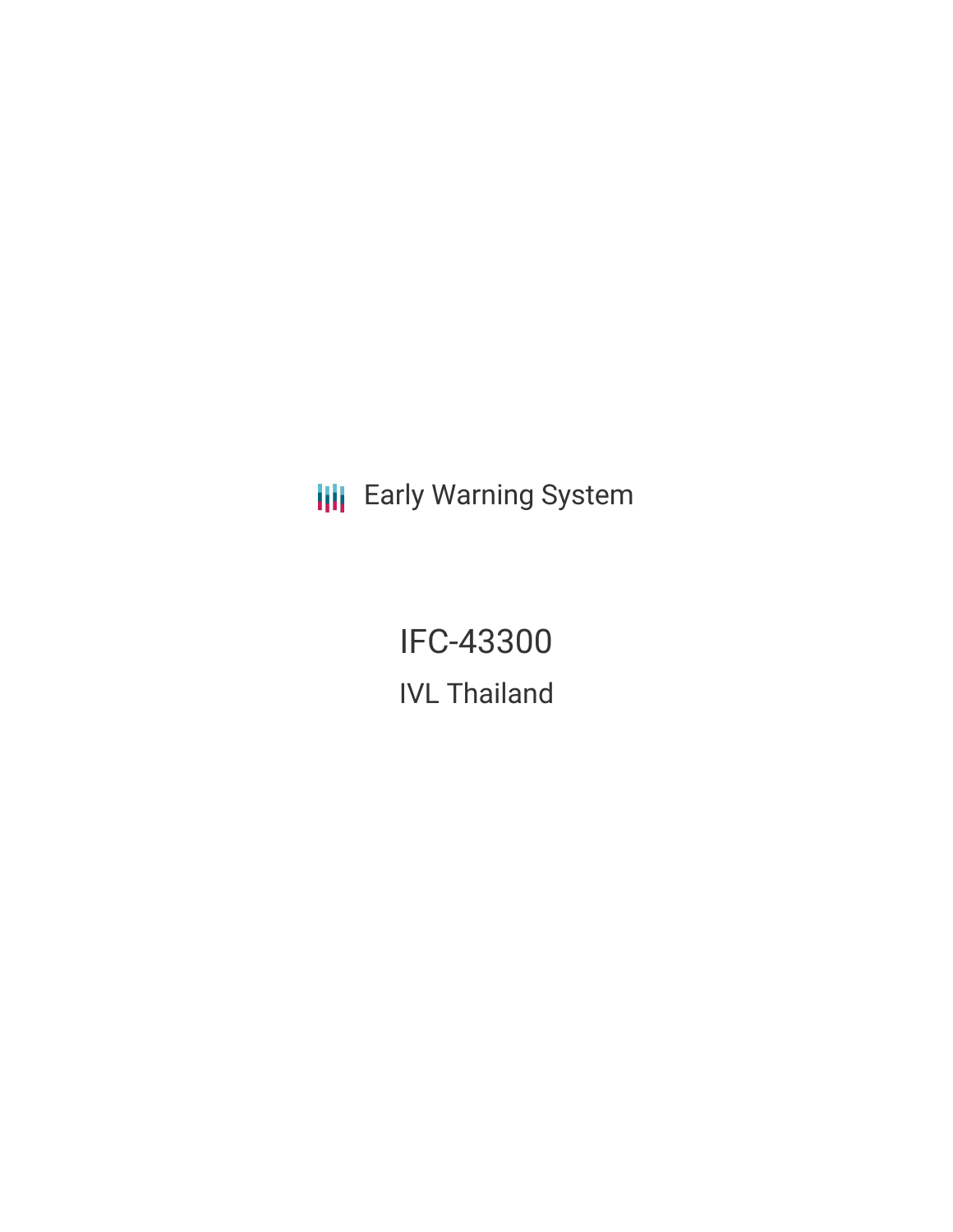Early Warning System

# IFC-43300

## IVL Thailand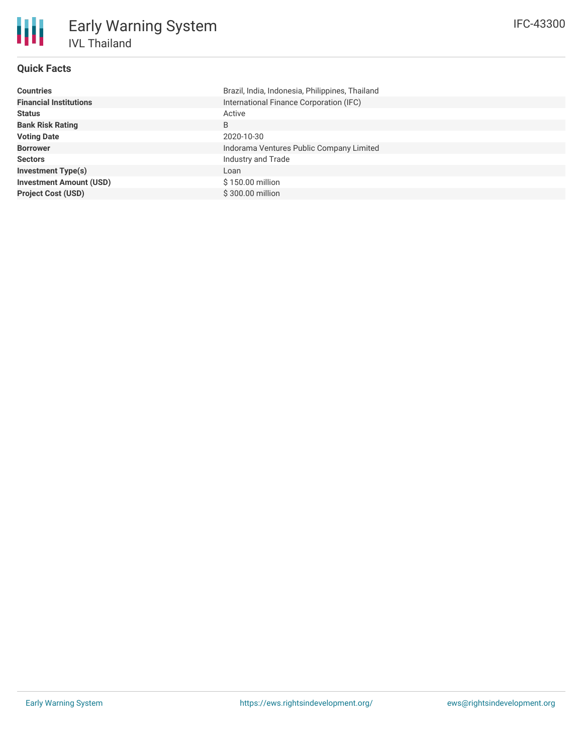# Early Warning System

## IVL Thailand

IFC-43300

### Quick Facts

| | |
|---|---|
| **Countries** | Brazil, India, Indonesia, Philippines, Thailand |
| **Financial Institutions** | International Finance Corporation (IFC) |
| **Status** | Active |
| **Bank Risk Rating** | B |
| **Voting Date** | 2020-10-30 |
| **Borrower** | Indorama Ventures Public Company Limited |
| **Sectors** | Industry and Trade |
| **Investment Type(s)** | Loan |
| **Investment Amount (USD)** | $ 150.00 million |
| **Project Cost (USD)** | $ 300.00 million |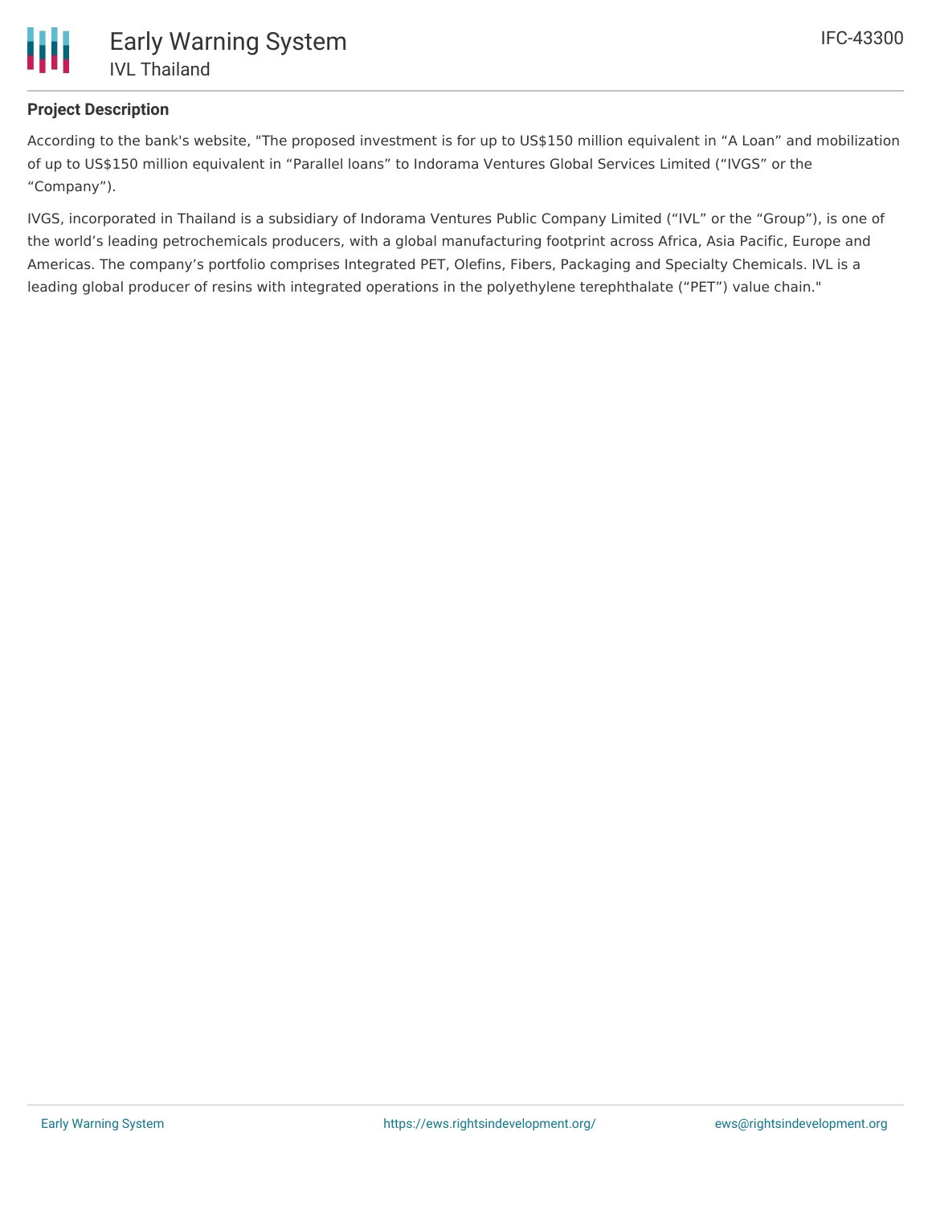## Project Description

According to the bank's website, "The proposed investment is for up to US$150 million equivalent in “A Loan” and mobilization of up to US$150 million equivalent in “Parallel loans” to Indorama Ventures Global Services Limited (“IVGS” or the “Company”).

IVGS, incorporated in Thailand is a subsidiary of Indorama Ventures Public Company Limited (“IVL” or the “Group”), is one of the world’s leading petrochemicals producers, with a global manufacturing footprint across Africa, Asia Pacific, Europe and Americas. The company’s portfolio comprises Integrated PET, Olefins, Fibers, Packaging and Specialty Chemicals. IVL is a leading global producer of resins with integrated operations in the polyethylene terephthalate (“PET”) value chain."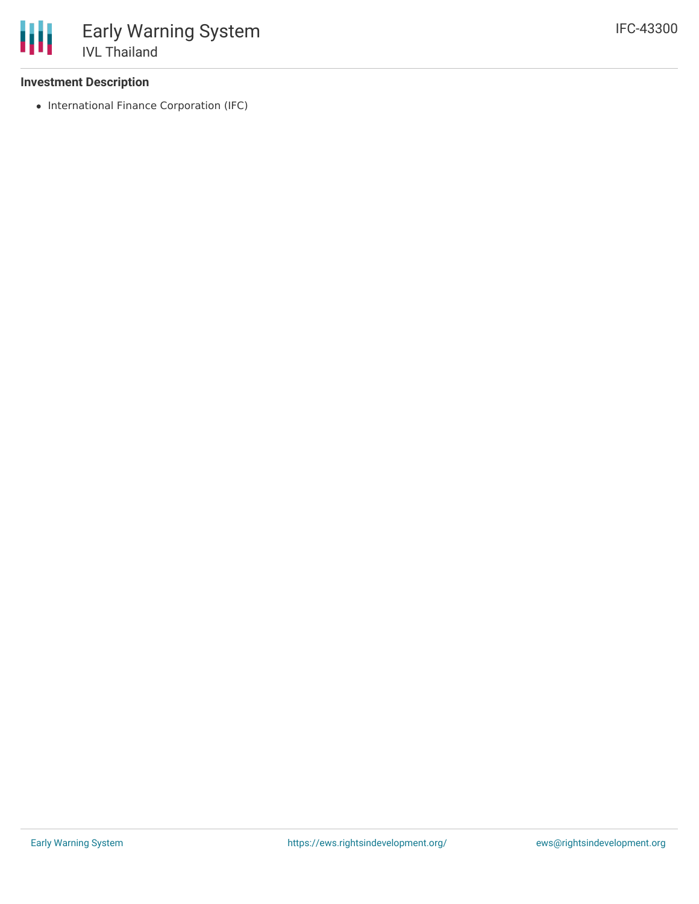### Investment Description

- International Finance Corporation (IFC)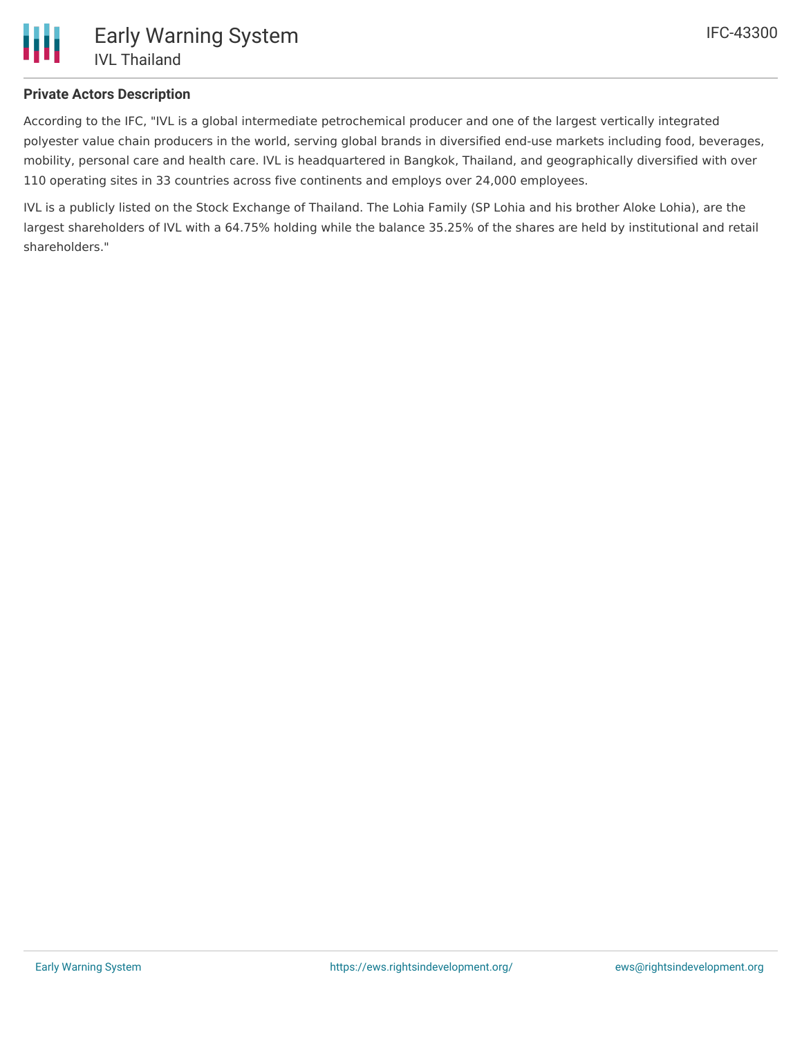**Private Actors Description**

According to the IFC, "IVL is a global intermediate petrochemical producer and one of the largest vertically integrated polyester value chain producers in the world, serving global brands in diversified end-use markets including food, beverages, mobility, personal care and health care. IVL is headquartered in Bangkok, Thailand, and geographically diversified with over 110 operating sites in 33 countries across five continents and employs over 24,000 employees.

IVL is a publicly listed on the Stock Exchange of Thailand. The Lohia Family (SP Lohia and his brother Aloke Lohia), are the largest shareholders of IVL with a 64.75% holding while the balance 35.25% of the shares are held by institutional and retail shareholders."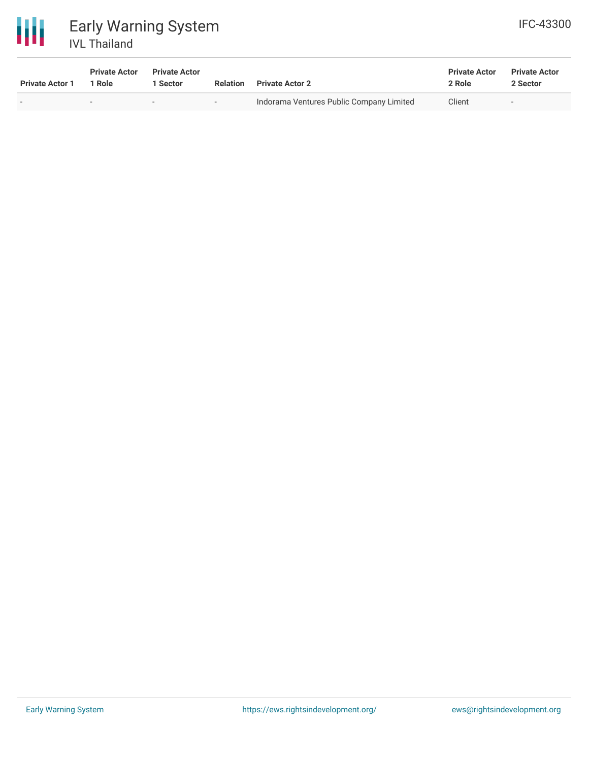| Private Actor 1 | Private Actor 1 Role | Private Actor 1 Sector | Relation | Private Actor 2 | Private Actor 2 Role | Private Actor 2 Sector |
| --- | --- | --- | --- | --- | --- | --- |
| - | - | - | - | Indorama Ventures Public Company Limited | Client | - |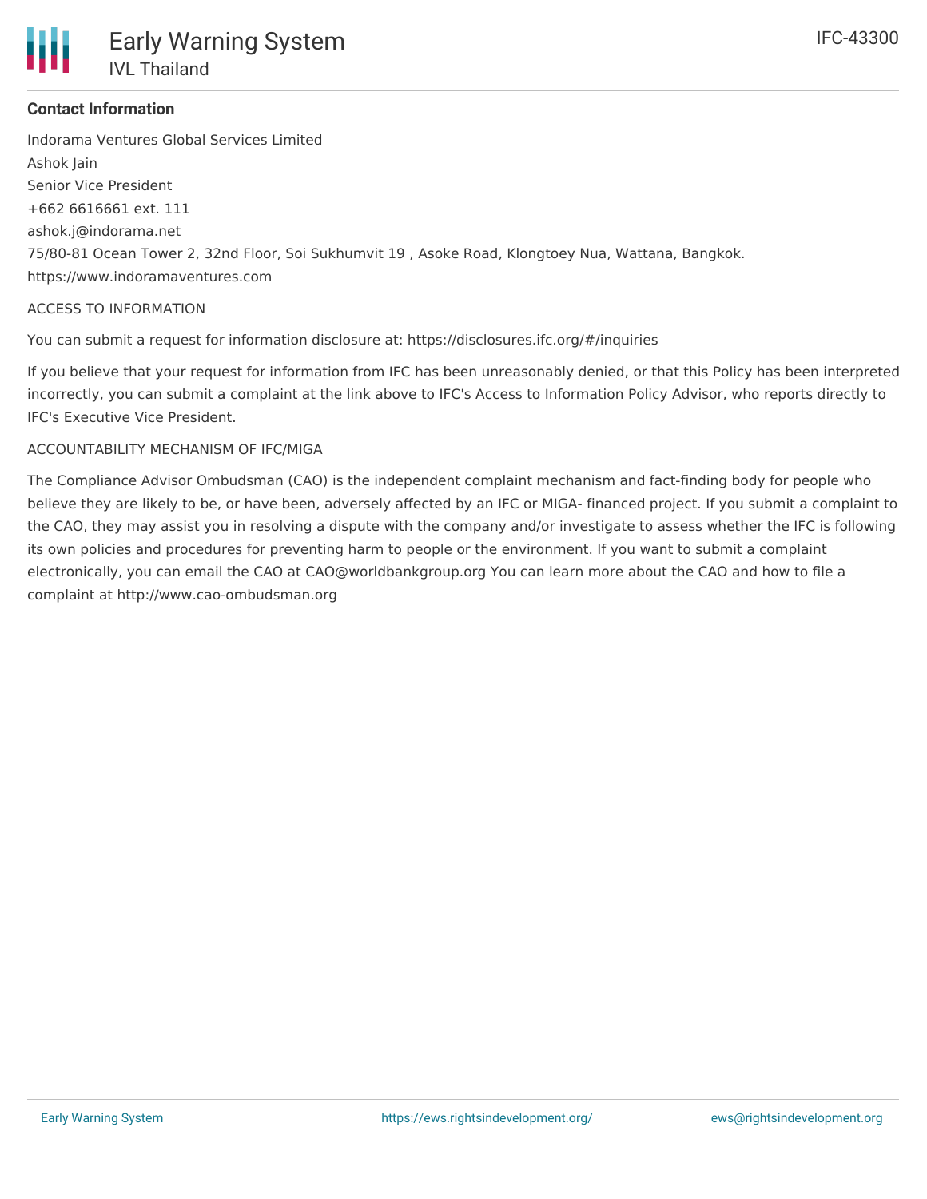**Contact Information**

Indorama Ventures Global Services Limited

Ashok Jain

Senior Vice President

+662 6616661 ext. 111

ashok.j@indorama.net

75/80-81 Ocean Tower 2, 32nd Floor, Soi Sukhumvit 19 , Asoke Road, Klongtoey Nua, Wattana, Bangkok.

https://www.indoramaventures.com

ACCESS TO INFORMATION

You can submit a request for information disclosure at: https://disclosures.ifc.org/#/inquiries

If you believe that your request for information from IFC has been unreasonably denied, or that this Policy has been interpreted incorrectly, you can submit a complaint at the link above to IFC's Access to Information Policy Advisor, who reports directly to IFC's Executive Vice President.

ACCOUNTABILITY MECHANISM OF IFC/MIGA

The Compliance Advisor Ombudsman (CAO) is the independent complaint mechanism and fact-finding body for people who believe they are likely to be, or have been, adversely affected by an IFC or MIGA- financed project. If you submit a complaint to the CAO, they may assist you in resolving a dispute with the company and/or investigate to assess whether the IFC is following its own policies and procedures for preventing harm to people or the environment. If you want to submit a complaint electronically, you can email the CAO at CAO@worldbankgroup.org You can learn more about the CAO and how to file a complaint at http://www.cao-ombudsman.org